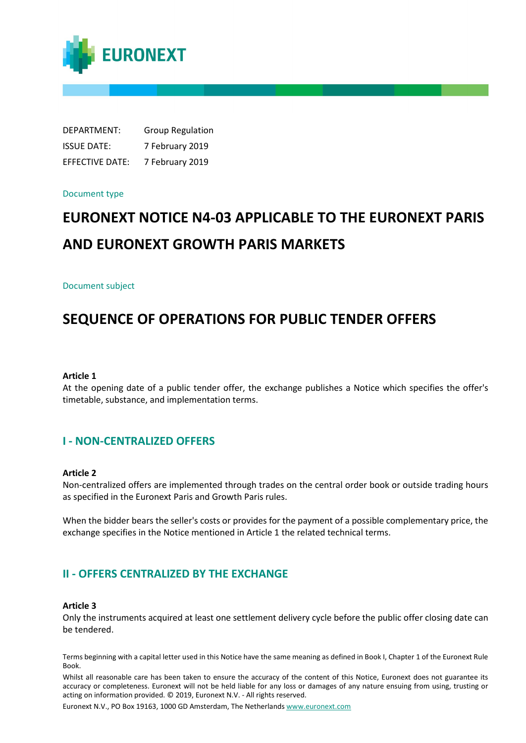EURONEXT

| | |
|---|---|
| DEPARTMENT: | Group Regulation |
| ISSUE DATE: | 7 February 2019 |
| EFFECTIVE DATE: | 7 February 2019 |

Document type

# EURONEXT NOTICE N4-03 APPLICABLE TO THE EURONEXT PARIS AND EURONEXT GROWTH PARIS MARKETS

Document subject

# SEQUENCE OF OPERATIONS FOR PUBLIC TENDER OFFERS

**Article 1**

At the opening date of a public tender offer, the exchange publishes a Notice which specifies the offer's timetable, substance, and implementation terms.

## I - NON-CENTRALIZED OFFERS

**Article 2**

Non-centralized offers are implemented through trades on the central order book or outside trading hours as specified in the Euronext Paris and Growth Paris rules.

When the bidder bears the seller's costs or provides for the payment of a possible complementary price, the exchange specifies in the Notice mentioned in Article 1 the related technical terms.

## II - OFFERS CENTRALIZED BY THE EXCHANGE

**Article 3**

Only the instruments acquired at least one settlement delivery cycle before the public offer closing date can be tendered.

Terms beginning with a capital letter used in this Notice have the same meaning as defined in Book I, Chapter 1 of the Euronext Rule Book.

Whilst all reasonable care has been taken to ensure the accuracy of the content of this Notice, Euronext does not guarantee its accuracy or completeness. Euronext will not be held liable for any loss or damages of any nature ensuing from using, trusting or acting on information provided. © 2019, Euronext N.V. - All rights reserved.

Euronext N.V., PO Box 19163, 1000 GD Amsterdam, The Netherlands www.euronext.com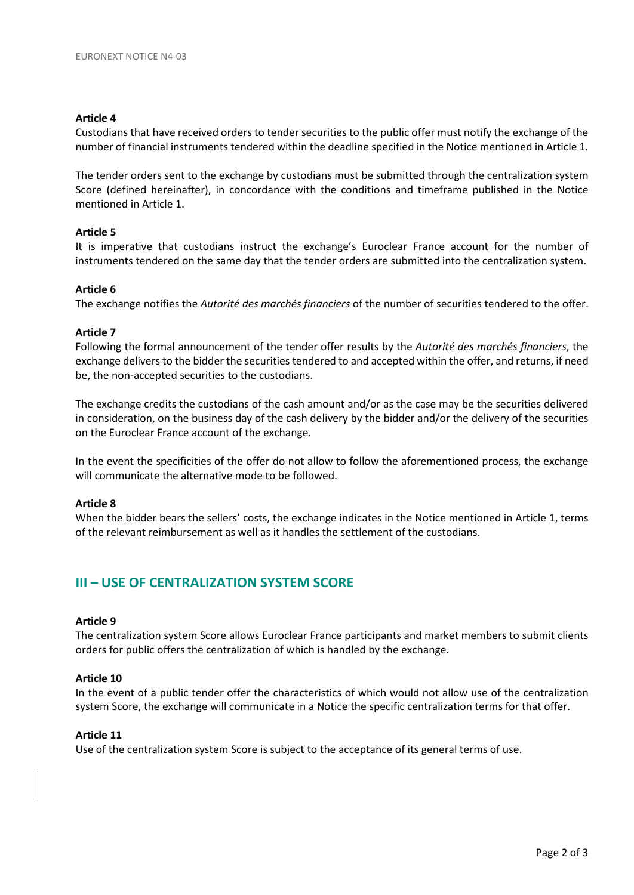**Article 4**

Custodians that have received orders to tender securities to the public offer must notify the exchange of the number of financial instruments tendered within the deadline specified in the Notice mentioned in Article 1.

The tender orders sent to the exchange by custodians must be submitted through the centralization system Score (defined hereinafter), in concordance with the conditions and timeframe published in the Notice mentioned in Article 1.

**Article 5**

It is imperative that custodians instruct the exchange's Euroclear France account for the number of instruments tendered on the same day that the tender orders are submitted into the centralization system.

**Article 6**

The exchange notifies the *Autorité des marchés financiers* of the number of securities tendered to the offer.

**Article 7**

Following the formal announcement of the tender offer results by the *Autorité des marchés financiers*, the exchange delivers to the bidder the securities tendered to and accepted within the offer, and returns, if need be, the non-accepted securities to the custodians.

The exchange credits the custodians of the cash amount and/or as the case may be the securities delivered in consideration, on the business day of the cash delivery by the bidder and/or the delivery of the securities on the Euroclear France account of the exchange.

In the event the specificities of the offer do not allow to follow the aforementioned process, the exchange will communicate the alternative mode to be followed.

**Article 8**

When the bidder bears the sellers' costs, the exchange indicates in the Notice mentioned in Article 1, terms of the relevant reimbursement as well as it handles the settlement of the custodians.

## III – USE OF CENTRALIZATION SYSTEM SCORE

**Article 9**

The centralization system Score allows Euroclear France participants and market members to submit clients orders for public offers the centralization of which is handled by the exchange.

**Article 10**

In the event of a public tender offer the characteristics of which would not allow use of the centralization system Score, the exchange will communicate in a Notice the specific centralization terms for that offer.

**Article 11**

Use of the centralization system Score is subject to the acceptance of its general terms of use.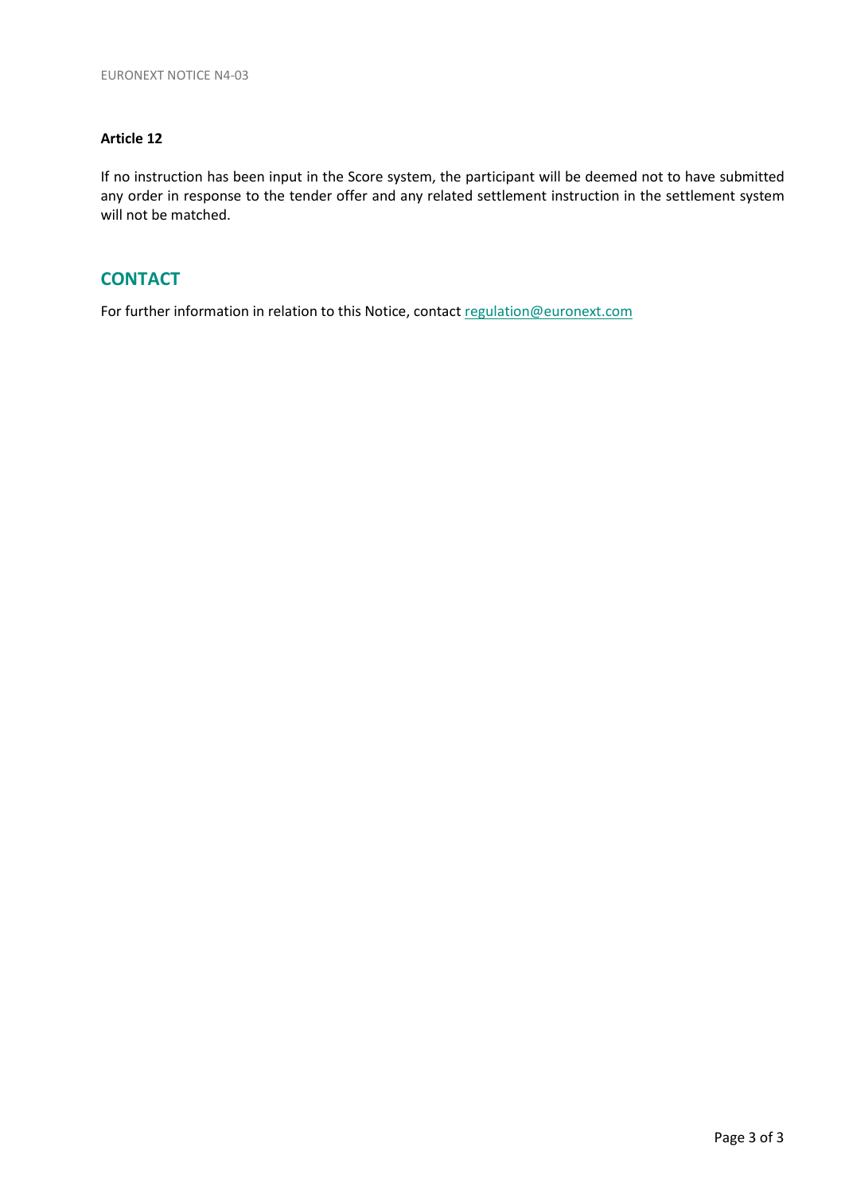**Article 12**

If no instruction has been input in the Score system, the participant will be deemed not to have submitted any order in response to the tender offer and any related settlement instruction in the settlement system will not be matched.

## CONTACT

For further information in relation to this Notice, contact regulation@euronext.com